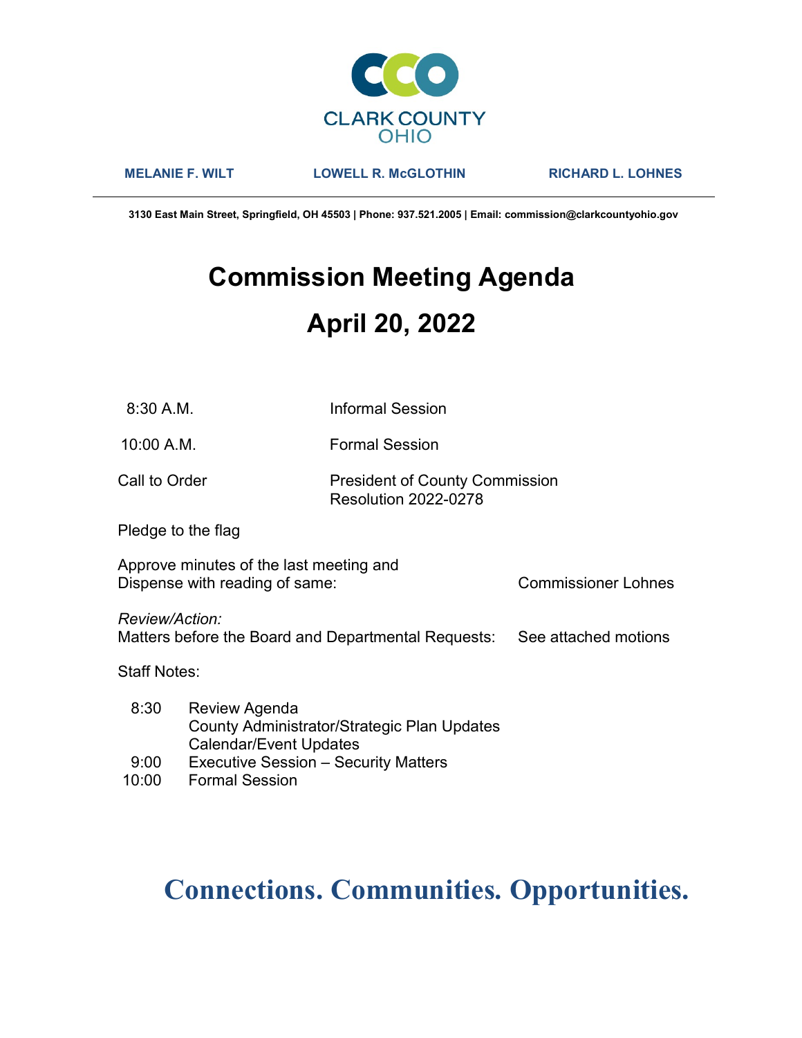CLARK COUNTY
OHIO

**MELANIE F. WILT** **LOWELL R. McGLOTHIN** **RICHARD L. LOHNES**

---

**3130 East Main Street, Springfield, OH 45503 | Phone: 937.521.2005 | Email: commission@clarkcountyohio.gov**

# Commission Meeting Agenda

# April 20, 2022

| | |
|---|---|
| 8:30 A.M. | Informal Session |
| 10:00 A.M. | Formal Session |
| Call to Order | President of County Commission<br>Resolution 2022-0278 |

Pledge to the flag

Approve minutes of the last meeting and
Dispense with reading of same: Commissioner Lohnes

*Review/Action:*
Matters before the Board and Departmental Requests: See attached motions

Staff Notes:

| | |
|---|---|
| 8:30 | Review Agenda<br>County Administrator/Strategic Plan Updates<br>Calendar/Event Updates |
| 9:00 | Executive Session – Security Matters |
| 10:00 | Formal Session |

**Connections. Communities. Opportunities.**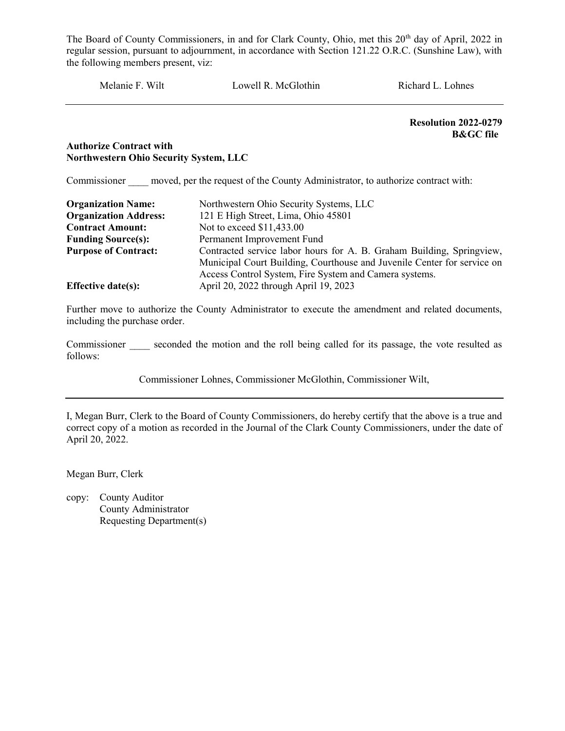The Board of County Commissioners, in and for Clark County, Ohio, met this 20th day of April, 2022 in regular session, pursuant to adjournment, in accordance with Section 121.22 O.R.C. (Sunshine Law), with the following members present, viz:

Melanie F. Wilt  Lowell R. McGlothin  Richard L. Lohnes

---

**Resolution 2022-0279**
**B&GC file**

**Authorize Contract with**
**Northwestern Ohio Security System, LLC**

Commissioner ____ moved, per the request of the County Administrator, to authorize contract with:

| | |
|---|---|
| **Organization Name:** | Northwestern Ohio Security Systems, LLC |
| **Organization Address:** | 121 E High Street, Lima, Ohio 45801 |
| **Contract Amount:** | Not to exceed $11,433.00 |
| **Funding Source(s):** | Permanent Improvement Fund |
| **Purpose of Contract:** | Contracted service labor hours for A. B. Graham Building, Springview, Municipal Court Building, Courthouse and Juvenile Center for service on Access Control System, Fire System and Camera systems. |
| **Effective date(s):** | April 20, 2022 through April 19, 2023 |

Further move to authorize the County Administrator to execute the amendment and related documents, including the purchase order.

Commissioner ____ seconded the motion and the roll being called for its passage, the vote resulted as follows:

Commissioner Lohnes, Commissioner McGlothin, Commissioner Wilt,

---

I, Megan Burr, Clerk to the Board of County Commissioners, do hereby certify that the above is a true and correct copy of a motion as recorded in the Journal of the Clark County Commissioners, under the date of April 20, 2022.

Megan Burr, Clerk

copy: County Auditor
County Administrator
Requesting Department(s)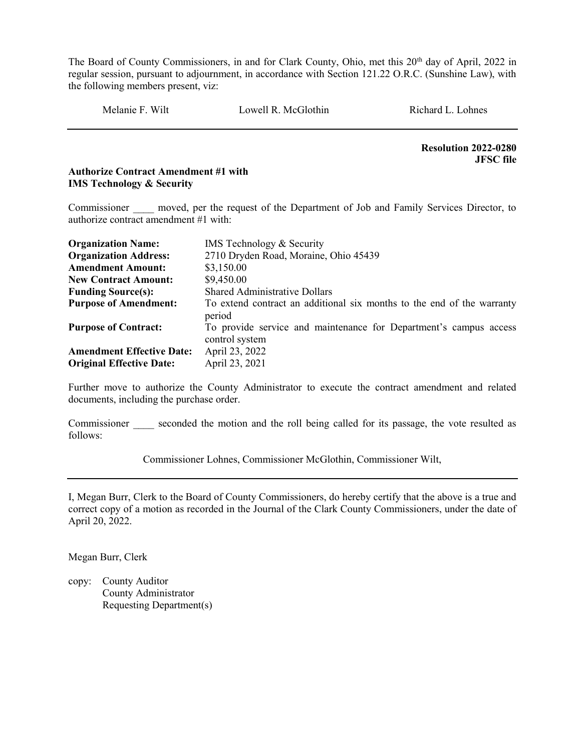The Board of County Commissioners, in and for Clark County, Ohio, met this 20th day of April, 2022 in regular session, pursuant to adjournment, in accordance with Section 121.22 O.R.C. (Sunshine Law), with the following members present, viz:

Melanie F. Wilt Lowell R. McGlothin Richard L. Lohnes

---

**Resolution 2022-0280**
**JFSC file**

**Authorize Contract Amendment #1 with IMS Technology & Security**

Commissioner ____ moved, per the request of the Department of Job and Family Services Director, to authorize contract amendment #1 with:

| | |
|---|---|
| **Organization Name:** | IMS Technology & Security |
| **Organization Address:** | 2710 Dryden Road, Moraine, Ohio 45439 |
| **Amendment Amount:** | $3,150.00 |
| **New Contract Amount:** | $9,450.00 |
| **Funding Source(s):** | Shared Administrative Dollars |
| **Purpose of Amendment:** | To extend contract an additional six months to the end of the warranty period |
| **Purpose of Contract:** | To provide service and maintenance for Department's campus access control system |
| **Amendment Effective Date:** | April 23, 2022 |
| **Original Effective Date:** | April 23, 2021 |

Further move to authorize the County Administrator to execute the contract amendment and related documents, including the purchase order.

Commissioner ____ seconded the motion and the roll being called for its passage, the vote resulted as follows:

Commissioner Lohnes, Commissioner McGlothin, Commissioner Wilt,

---

I, Megan Burr, Clerk to the Board of County Commissioners, do hereby certify that the above is a true and correct copy of a motion as recorded in the Journal of the Clark County Commissioners, under the date of April 20, 2022.

Megan Burr, Clerk

copy: County Auditor
County Administrator
Requesting Department(s)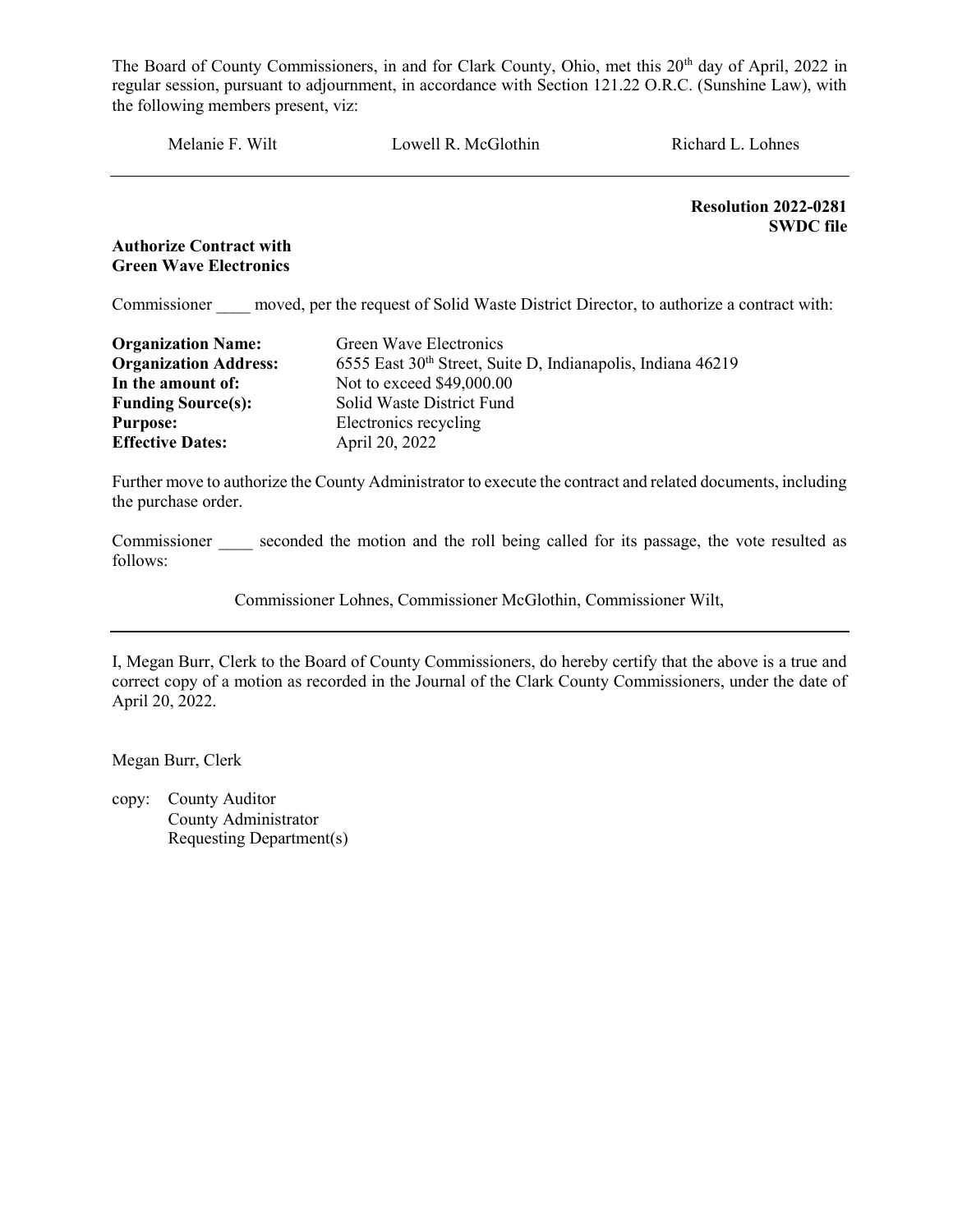The Board of County Commissioners, in and for Clark County, Ohio, met this 20th day of April, 2022 in regular session, pursuant to adjournment, in accordance with Section 121.22 O.R.C. (Sunshine Law), with the following members present, viz:

Melanie F. Wilt    Lowell R. McGlothin    Richard L. Lohnes

---

**Resolution 2022-0281**
**SWDC file**

**Authorize Contract with Green Wave Electronics**

Commissioner ____ moved, per the request of Solid Waste District Director, to authorize a contract with:

| | |
|---|---|
| **Organization Name:** | Green Wave Electronics |
| **Organization Address:** | 6555 East 30th Street, Suite D, Indianapolis, Indiana 46219 |
| **In the amount of:** | Not to exceed $49,000.00 |
| **Funding Source(s):** | Solid Waste District Fund |
| **Purpose:** | Electronics recycling |
| **Effective Dates:** | April 20, 2022 |

Further move to authorize the County Administrator to execute the contract and related documents, including the purchase order.

Commissioner ____ seconded the motion and the roll being called for its passage, the vote resulted as follows:

Commissioner Lohnes, Commissioner McGlothin, Commissioner Wilt,

---

I, Megan Burr, Clerk to the Board of County Commissioners, do hereby certify that the above is a true and correct copy of a motion as recorded in the Journal of the Clark County Commissioners, under the date of April 20, 2022.

Megan Burr, Clerk

copy: County Auditor
County Administrator
Requesting Department(s)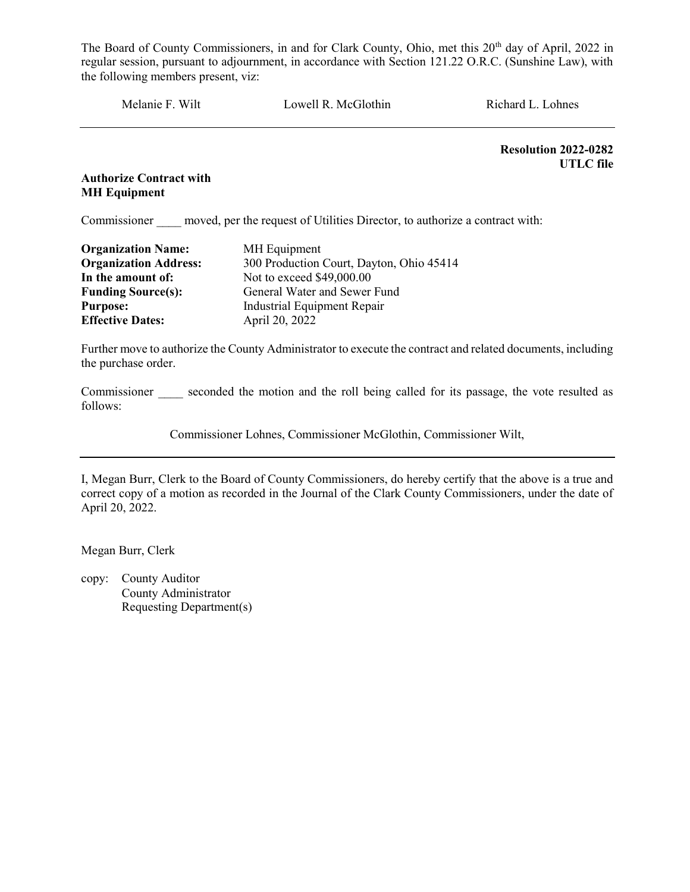The Board of County Commissioners, in and for Clark County, Ohio, met this 20th day of April, 2022 in regular session, pursuant to adjournment, in accordance with Section 121.22 O.R.C. (Sunshine Law), with the following members present, viz:

Melanie F. Wilt    Lowell R. McGlothin    Richard L. Lohnes

---

**Resolution 2022-0282**
**UTLC file**

**Authorize Contract with MH Equipment**

Commissioner ____ moved, per the request of Utilities Director, to authorize a contract with:

**Organization Name:** MH Equipment
**Organization Address:** 300 Production Court, Dayton, Ohio 45414
**In the amount of:** Not to exceed $49,000.00
**Funding Source(s):** General Water and Sewer Fund
**Purpose:** Industrial Equipment Repair
**Effective Dates:** April 20, 2022

Further move to authorize the County Administrator to execute the contract and related documents, including the purchase order.

Commissioner ____ seconded the motion and the roll being called for its passage, the vote resulted as follows:

Commissioner Lohnes, Commissioner McGlothin, Commissioner Wilt,

---

I, Megan Burr, Clerk to the Board of County Commissioners, do hereby certify that the above is a true and correct copy of a motion as recorded in the Journal of the Clark County Commissioners, under the date of April 20, 2022.

Megan Burr, Clerk

copy: County Auditor
County Administrator
Requesting Department(s)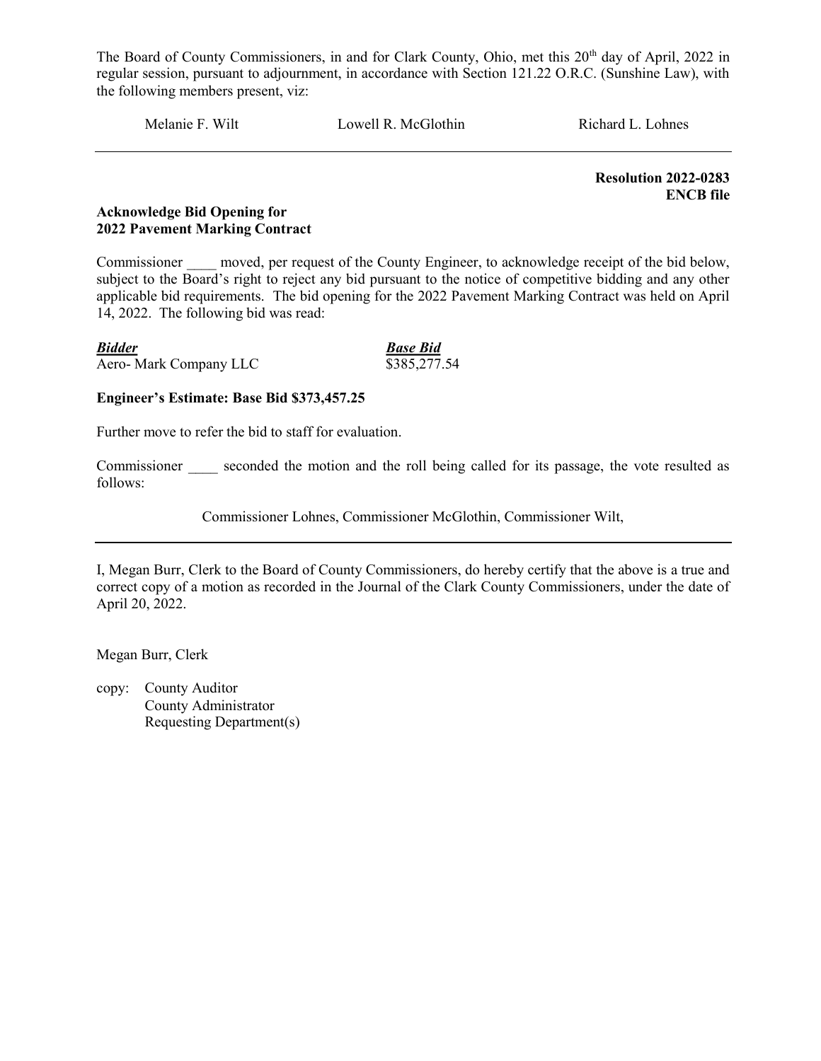The Board of County Commissioners, in and for Clark County, Ohio, met this 20th day of April, 2022 in regular session, pursuant to adjournment, in accordance with Section 121.22 O.R.C. (Sunshine Law), with the following members present, viz:

Melanie F. Wilt Lowell R. McGlothin Richard L. Lohnes

---

**Resolution 2022-0283**
**ENCB file**

**Acknowledge Bid Opening for**
**2022 Pavement Marking Contract**

Commissioner ____ moved, per request of the County Engineer, to acknowledge receipt of the bid below, subject to the Board's right to reject any bid pursuant to the notice of competitive bidding and any other applicable bid requirements. The bid opening for the 2022 Pavement Marking Contract was held on April 14, 2022. The following bid was read:

| ***Bidder*** | ***Base Bid*** |
|---|---|
| Aero- Mark Company LLC | $385,277.54 |

**Engineer's Estimate: Base Bid $373,457.25**

Further move to refer the bid to staff for evaluation.

Commissioner ____ seconded the motion and the roll being called for its passage, the vote resulted as follows:

Commissioner Lohnes, Commissioner McGlothin, Commissioner Wilt,

---

I, Megan Burr, Clerk to the Board of County Commissioners, do hereby certify that the above is a true and correct copy of a motion as recorded in the Journal of the Clark County Commissioners, under the date of April 20, 2022.

Megan Burr, Clerk

copy: County Auditor
County Administrator
Requesting Department(s)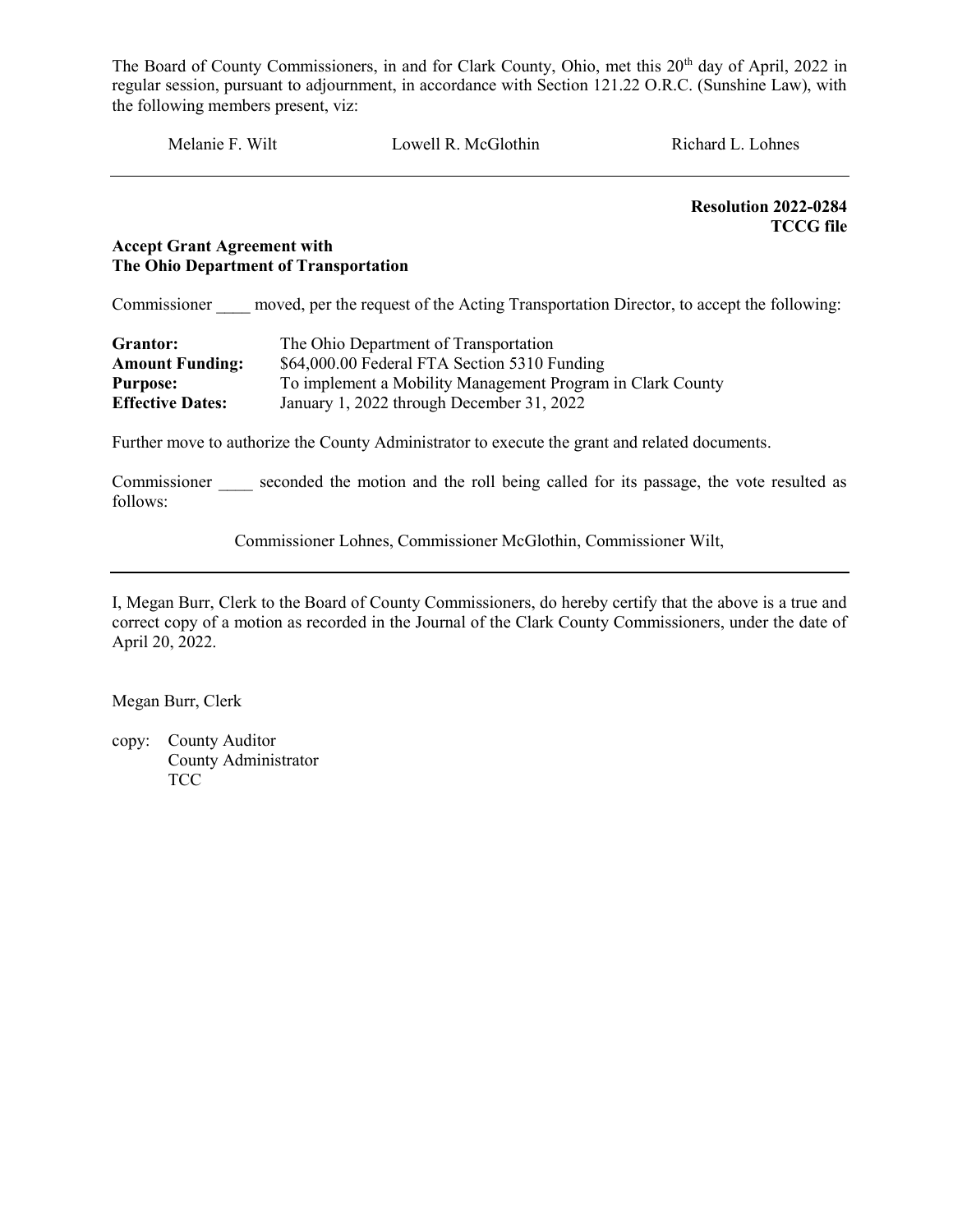The Board of County Commissioners, in and for Clark County, Ohio, met this 20th day of April, 2022 in regular session, pursuant to adjournment, in accordance with Section 121.22 O.R.C. (Sunshine Law), with the following members present, viz:

Melanie F. Wilt        Lowell R. McGlothin        Richard L. Lohnes

---

**Resolution 2022-0284**
**TCCG file**

**Accept Grant Agreement with**
**The Ohio Department of Transportation**

Commissioner ____ moved, per the request of the Acting Transportation Director, to accept the following:

| | |
|---|---|
| **Grantor:** | The Ohio Department of Transportation |
| **Amount Funding:** | $64,000.00 Federal FTA Section 5310 Funding |
| **Purpose:** | To implement a Mobility Management Program in Clark County |
| **Effective Dates:** | January 1, 2022 through December 31, 2022 |

Further move to authorize the County Administrator to execute the grant and related documents.

Commissioner ____ seconded the motion and the roll being called for its passage, the vote resulted as follows:

Commissioner Lohnes, Commissioner McGlothin, Commissioner Wilt,

---

I, Megan Burr, Clerk to the Board of County Commissioners, do hereby certify that the above is a true and correct copy of a motion as recorded in the Journal of the Clark County Commissioners, under the date of April 20, 2022.

Megan Burr, Clerk

copy: County Auditor
County Administrator
TCC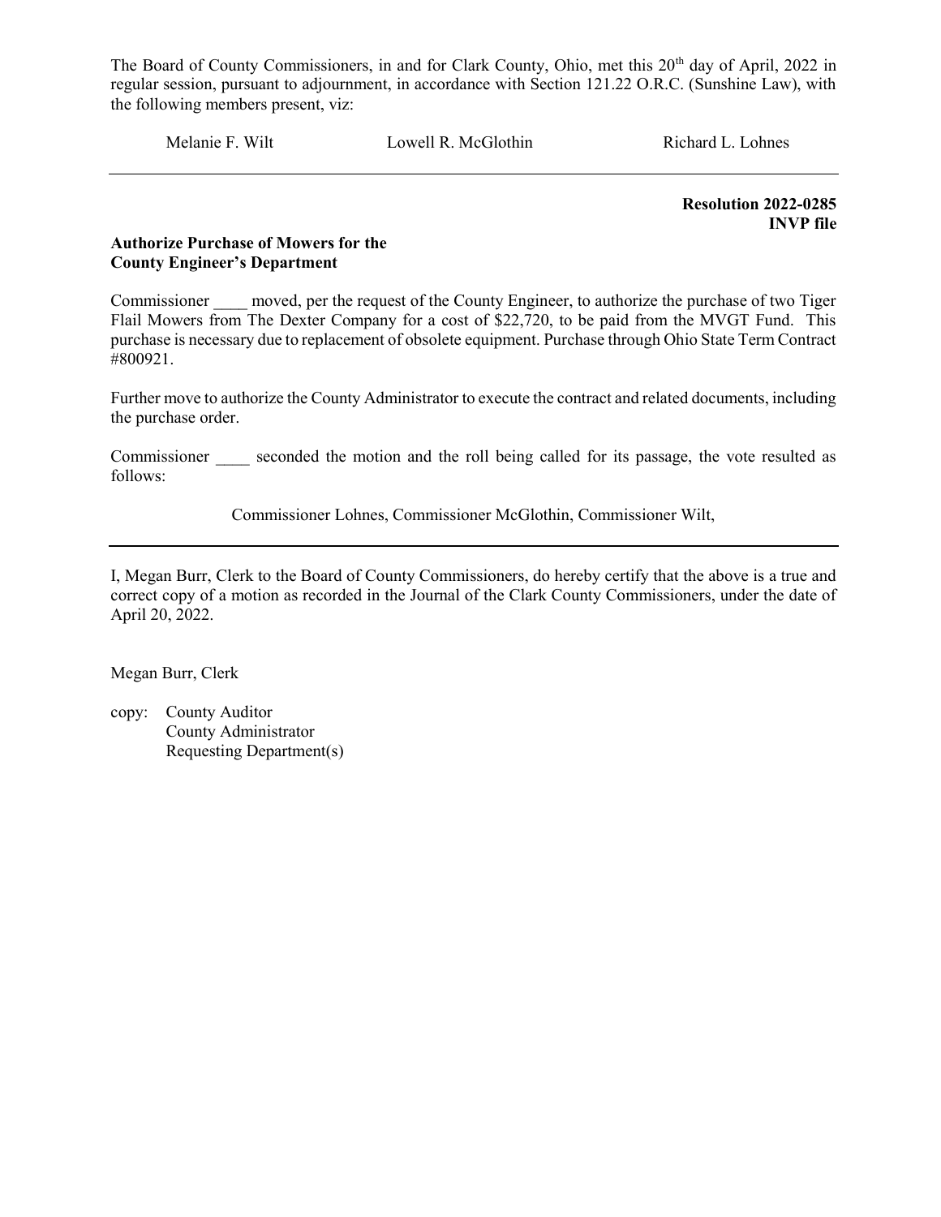The Board of County Commissioners, in and for Clark County, Ohio, met this 20th day of April, 2022 in regular session, pursuant to adjournment, in accordance with Section 121.22 O.R.C. (Sunshine Law), with the following members present, viz:

Melanie F. Wilt Lowell R. McGlothin Richard L. Lohnes

---

**Resolution 2022-0285**
**INVP file**

**Authorize Purchase of Mowers for the County Engineer's Department**

Commissioner ____ moved, per the request of the County Engineer, to authorize the purchase of two Tiger Flail Mowers from The Dexter Company for a cost of $22,720, to be paid from the MVGT Fund. This purchase is necessary due to replacement of obsolete equipment. Purchase through Ohio State Term Contract #800921.

Further move to authorize the County Administrator to execute the contract and related documents, including the purchase order.

Commissioner ____ seconded the motion and the roll being called for its passage, the vote resulted as follows:

Commissioner Lohnes, Commissioner McGlothin, Commissioner Wilt,

---

I, Megan Burr, Clerk to the Board of County Commissioners, do hereby certify that the above is a true and correct copy of a motion as recorded in the Journal of the Clark County Commissioners, under the date of April 20, 2022.

Megan Burr, Clerk

copy: County Auditor
County Administrator
Requesting Department(s)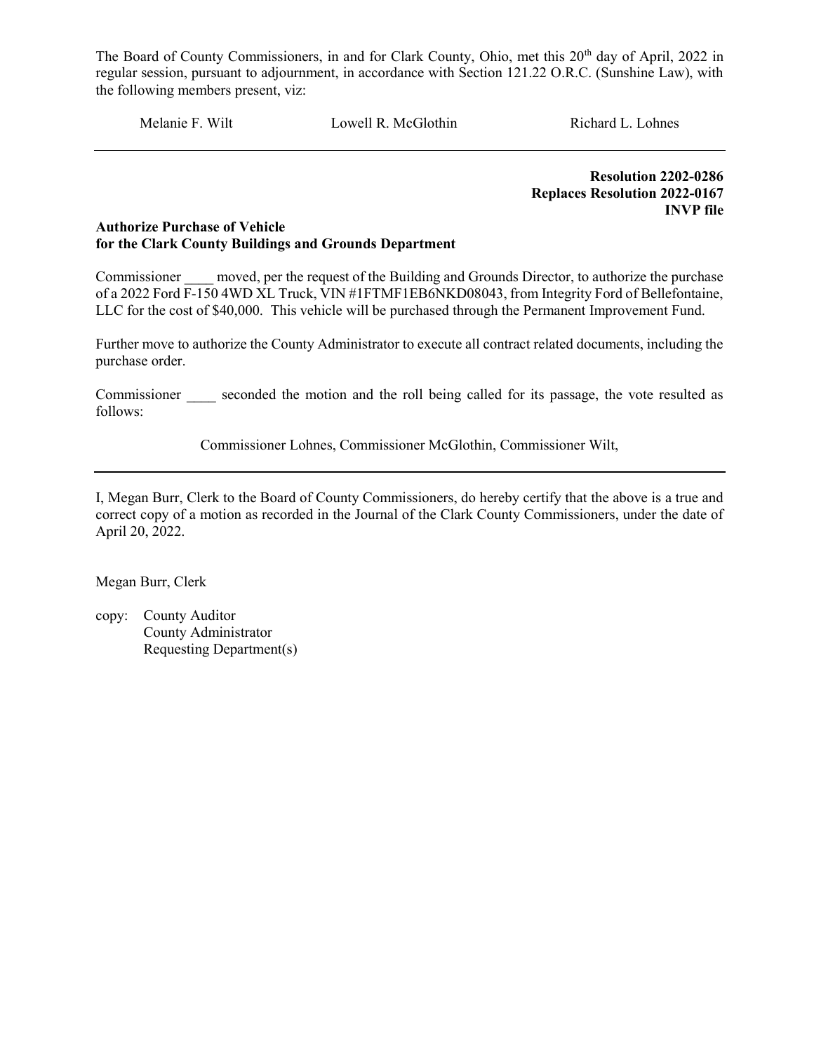The Board of County Commissioners, in and for Clark County, Ohio, met this 20th day of April, 2022 in regular session, pursuant to adjournment, in accordance with Section 121.22 O.R.C. (Sunshine Law), with the following members present, viz:

Melanie F. Wilt          Lowell R. McGlothin          Richard L. Lohnes

---

**Resolution 2202-0286**
**Replaces Resolution 2022-0167**
**INVP file**

**Authorize Purchase of Vehicle**
**for the Clark County Buildings and Grounds Department**

Commissioner ____ moved, per the request of the Building and Grounds Director, to authorize the purchase of a 2022 Ford F-150 4WD XL Truck, VIN #1FTMF1EB6NKD08043, from Integrity Ford of Bellefontaine, LLC for the cost of $40,000. This vehicle will be purchased through the Permanent Improvement Fund.

Further move to authorize the County Administrator to execute all contract related documents, including the purchase order.

Commissioner ____ seconded the motion and the roll being called for its passage, the vote resulted as follows:

Commissioner Lohnes, Commissioner McGlothin, Commissioner Wilt,

---

I, Megan Burr, Clerk to the Board of County Commissioners, do hereby certify that the above is a true and correct copy of a motion as recorded in the Journal of the Clark County Commissioners, under the date of April 20, 2022.

Megan Burr, Clerk

copy: County Auditor
County Administrator
Requesting Department(s)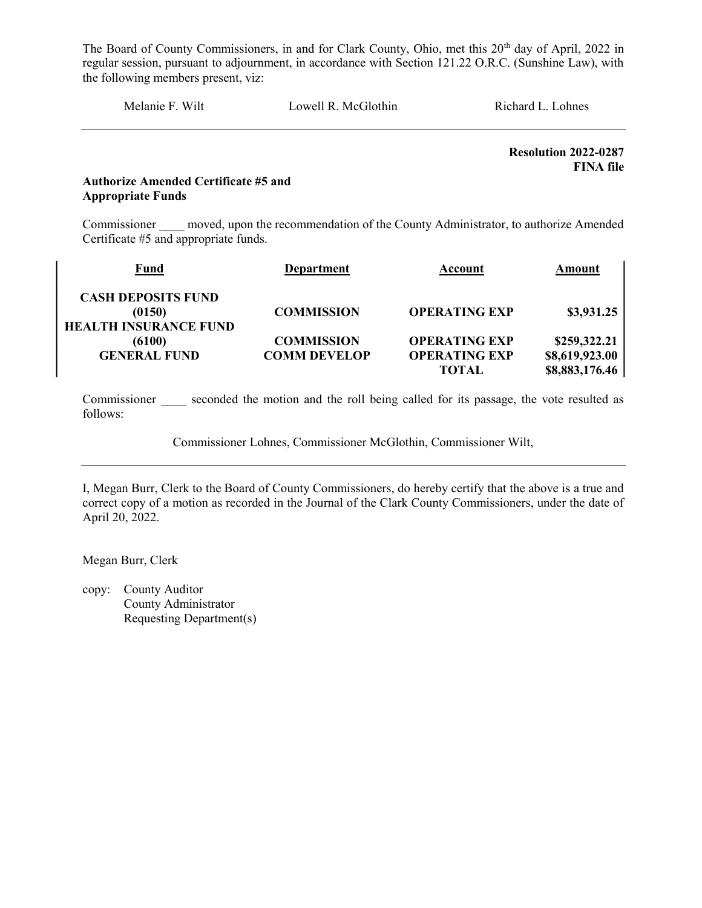The Board of County Commissioners, in and for Clark County, Ohio, met this 20th day of April, 2022 in regular session, pursuant to adjournment, in accordance with Section 121.22 O.R.C. (Sunshine Law), with the following members present, viz:

Melanie F. Wilt    Lowell R. McGlothin    Richard L. Lohnes

---

**Resolution 2022-0287**
**FINA file**

**Authorize Amended Certificate #5 and Appropriate Funds**

Commissioner \_\_\_\_ moved, upon the recommendation of the County Administrator, to authorize Amended Certificate #5 and appropriate funds.

| Fund | Department | Account | Amount |
|---|---|---|---|
| **CASH DEPOSITS FUND (0150)** | **COMMISSION** | **OPERATING EXP** | **$3,931.25** |
| **HEALTH INSURANCE FUND (6100)** | **COMMISSION** | **OPERATING EXP** | **$259,322.21** |
| **GENERAL FUND** | **COMM DEVELOP** | **OPERATING EXP** | **$8,619,923.00** |
| | | **TOTAL** | **$8,883,176.46** |

Commissioner \_\_\_\_ seconded the motion and the roll being called for its passage, the vote resulted as follows:

Commissioner Lohnes, Commissioner McGlothin, Commissioner Wilt,

---

I, Megan Burr, Clerk to the Board of County Commissioners, do hereby certify that the above is a true and correct copy of a motion as recorded in the Journal of the Clark County Commissioners, under the date of April 20, 2022.

Megan Burr, Clerk

copy: County Auditor
County Administrator
Requesting Department(s)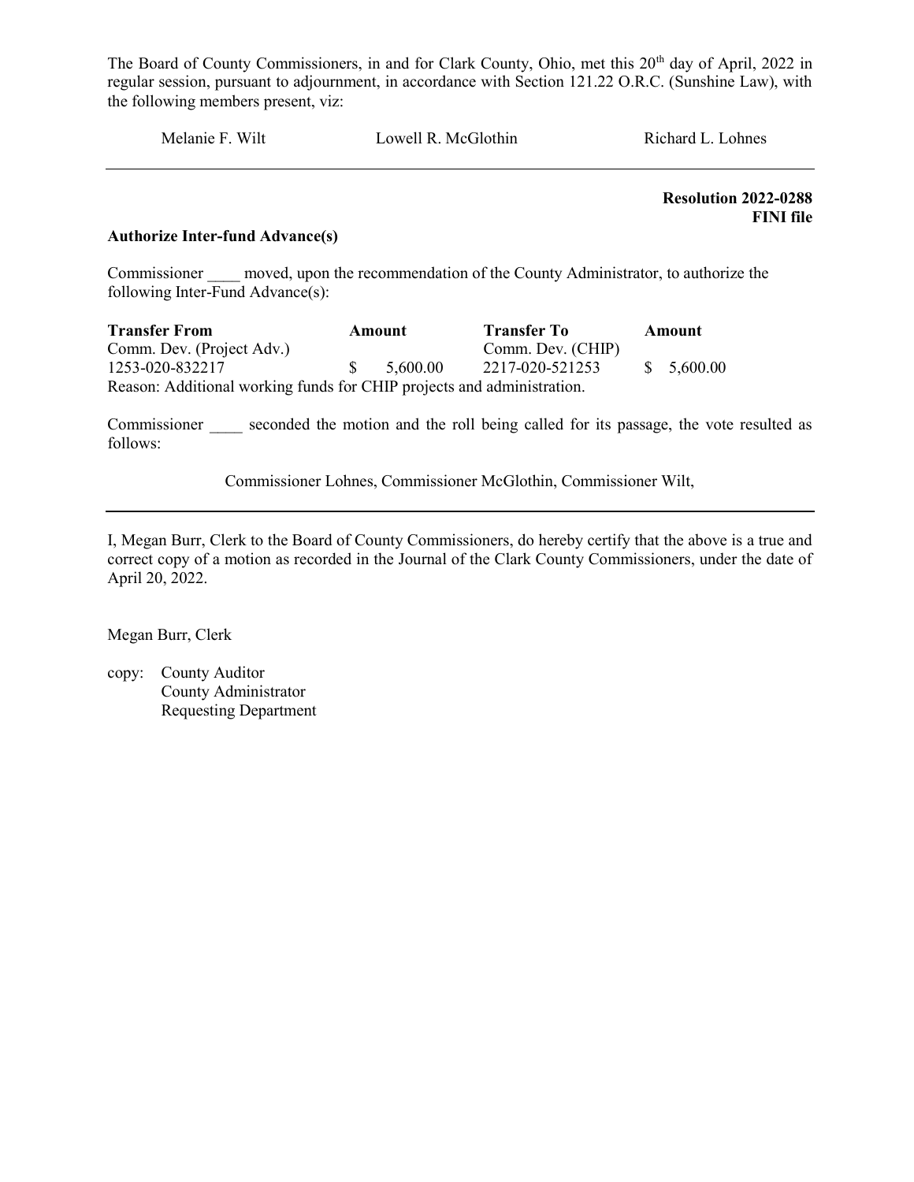The Board of County Commissioners, in and for Clark County, Ohio, met this 20th day of April, 2022 in regular session, pursuant to adjournment, in accordance with Section 121.22 O.R.C. (Sunshine Law), with the following members present, viz:

Melanie F. Wilt    Lowell R. McGlothin    Richard L. Lohnes

---

**Resolution 2022-0288**
**FINI file**

**Authorize Inter-fund Advance(s)**

Commissioner ____ moved, upon the recommendation of the County Administrator, to authorize the following Inter-Fund Advance(s):

| Transfer From | Amount | Transfer To | Amount |
|---|---|---|---|
| Comm. Dev. (Project Adv.) | | Comm. Dev. (CHIP) | |
| 1253-020-832217 | $ 5,600.00 | 2217-020-521253 | $ 5,600.00 |

Reason: Additional working funds for CHIP projects and administration.

Commissioner ____ seconded the motion and the roll being called for its passage, the vote resulted as follows:

Commissioner Lohnes, Commissioner McGlothin, Commissioner Wilt,

---

I, Megan Burr, Clerk to the Board of County Commissioners, do hereby certify that the above is a true and correct copy of a motion as recorded in the Journal of the Clark County Commissioners, under the date of April 20, 2022.

Megan Burr, Clerk

copy: County Auditor
County Administrator
Requesting Department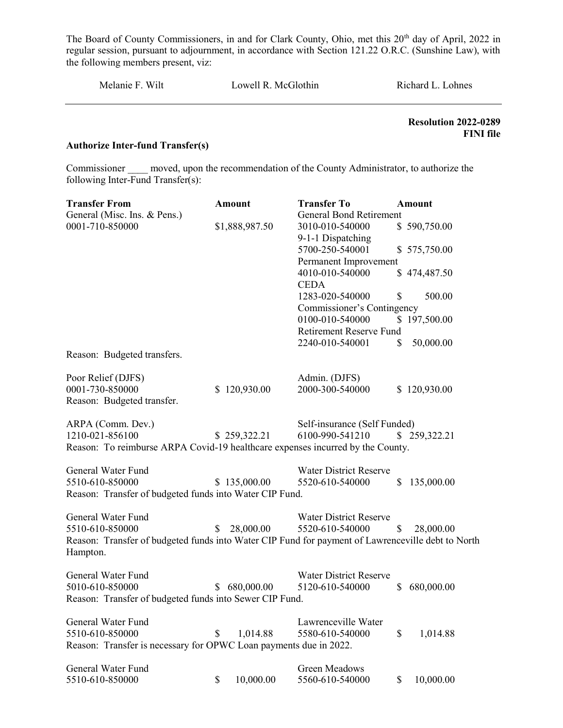The Board of County Commissioners, in and for Clark County, Ohio, met this 20th day of April, 2022 in regular session, pursuant to adjournment, in accordance with Section 121.22 O.R.C. (Sunshine Law), with the following members present, viz:

Melanie F. Wilt Lowell R. McGlothin Richard L. Lohnes

---

**Resolution 2022-0289**
**FINI file**

**Authorize Inter-fund Transfer(s)**

Commissioner ____ moved, upon the recommendation of the County Administrator, to authorize the following Inter-Fund Transfer(s):

| Transfer From | Amount | Transfer To | Amount |
|---|---|---|---|
| General (Misc. Ins. & Pens.) | | General Bond Retirement | |
| 0001-710-850000 | $1,888,987.50 | 3010-010-540000 | $ 590,750.00 |
| | | 9-1-1 Dispatching | |
| | | 5700-250-540001 | $ 575,750.00 |
| | | Permanent Improvement | |
| | | 4010-010-540000 | $ 474,487.50 |
| | | CEDA | |
| | | 1283-020-540000 | $ 500.00 |
| | | Commissioner's Contingency | |
| | | 0100-010-540000 | $ 197,500.00 |
| | | Retirement Reserve Fund | |
| | | 2240-010-540001 | $ 50,000.00 |

Reason: Budgeted transfers.

| Transfer From | Amount | Transfer To | Amount |
|---|---|---|---|
| Poor Relief (DJFS) | | Admin. (DJFS) | |
| 0001-730-850000 | $ 120,930.00 | 2000-300-540000 | $ 120,930.00 |

Reason: Budgeted transfer.

| Transfer From | Amount | Transfer To | Amount |
|---|---|---|---|
| ARPA (Comm. Dev.) | | Self-insurance (Self Funded) | |
| 1210-021-856100 | $ 259,322.21 | 6100-990-541210 | $ 259,322.21 |

Reason: To reimburse ARPA Covid-19 healthcare expenses incurred by the County.

| Transfer From | Amount | Transfer To | Amount |
|---|---|---|---|
| General Water Fund | | Water District Reserve | |
| 5510-610-850000 | $ 135,000.00 | 5520-610-540000 | $ 135,000.00 |

Reason: Transfer of budgeted funds into Water CIP Fund.

| Transfer From | Amount | Transfer To | Amount |
|---|---|---|---|
| General Water Fund | | Water District Reserve | |
| 5510-610-850000 | $ 28,000.00 | 5520-610-540000 | $ 28,000.00 |

Reason: Transfer of budgeted funds into Water CIP Fund for payment of Lawrenceville debt to North Hampton.

| Transfer From | Amount | Transfer To | Amount |
|---|---|---|---|
| General Water Fund | | Water District Reserve | |
| 5010-610-850000 | $ 680,000.00 | 5120-610-540000 | $ 680,000.00 |

Reason: Transfer of budgeted funds into Sewer CIP Fund.

| Transfer From | Amount | Transfer To | Amount |
|---|---|---|---|
| General Water Fund | | Lawrenceville Water | |
| 5510-610-850000 | $ 1,014.88 | 5580-610-540000 | $ 1,014.88 |

Reason: Transfer is necessary for OPWC Loan payments due in 2022.

| Transfer From | Amount | Transfer To | Amount |
|---|---|---|---|
| General Water Fund | | Green Meadows | |
| 5510-610-850000 | $ 10,000.00 | 5560-610-540000 | $ 10,000.00 |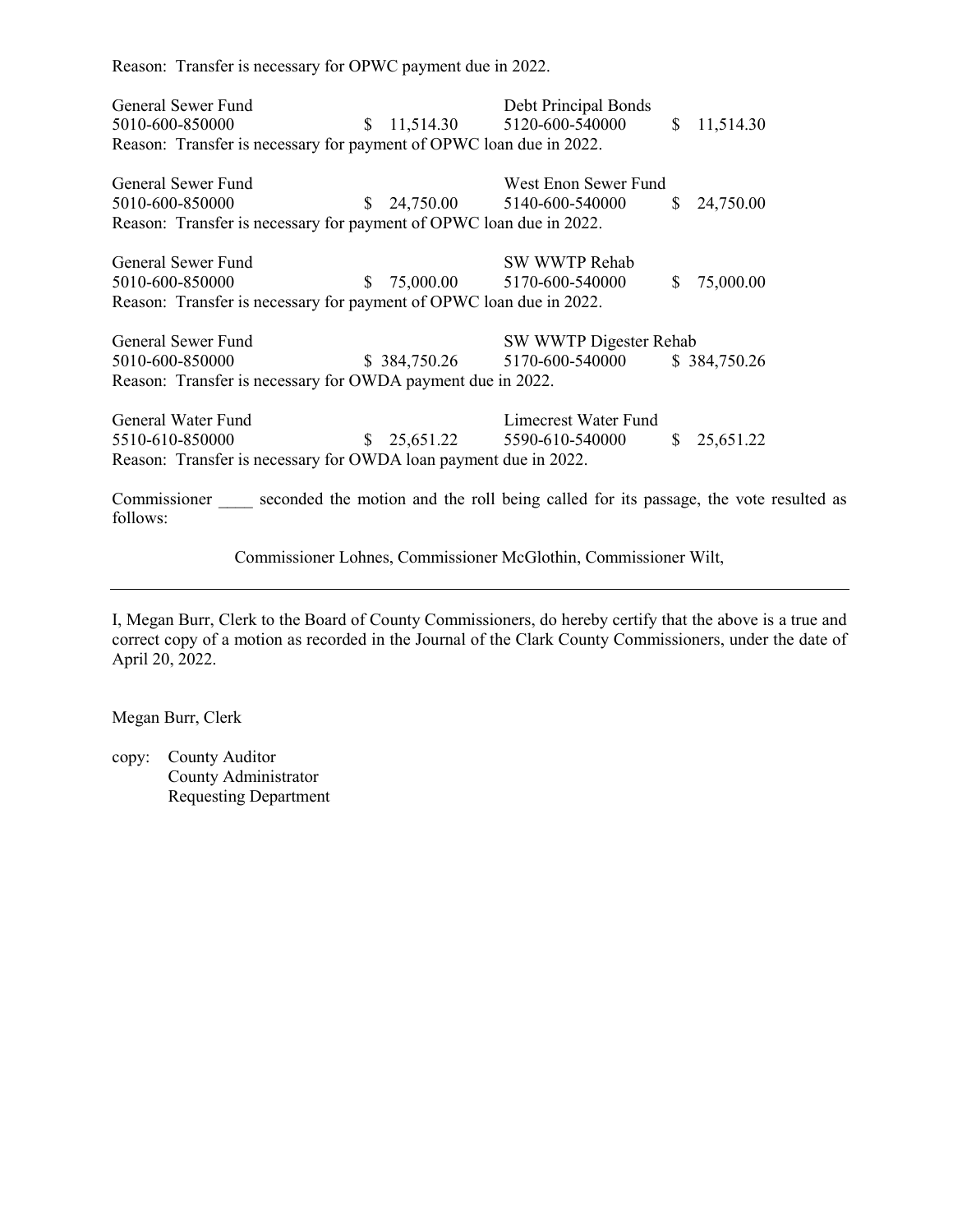Reason: Transfer is necessary for OPWC payment due in 2022.

| | | | |
|---|---|---|---|
| General Sewer Fund | | Debt Principal Bonds | |
| 5010-600-850000 | $ 11,514.30 | 5120-600-540000 | $ 11,514.30 |

Reason: Transfer is necessary for payment of OPWC loan due in 2022.

| | | | |
|---|---|---|---|
| General Sewer Fund | | West Enon Sewer Fund | |
| 5010-600-850000 | $ 24,750.00 | 5140-600-540000 | $ 24,750.00 |

Reason: Transfer is necessary for payment of OPWC loan due in 2022.

| | | | |
|---|---|---|---|
| General Sewer Fund | | SW WWTP Rehab | |
| 5010-600-850000 | $ 75,000.00 | 5170-600-540000 | $ 75,000.00 |

Reason: Transfer is necessary for payment of OPWC loan due in 2022.

| | | | |
|---|---|---|---|
| General Sewer Fund | | SW WWTP Digester Rehab | |
| 5010-600-850000 | $ 384,750.26 | 5170-600-540000 | $ 384,750.26 |

Reason: Transfer is necessary for OWDA payment due in 2022.

| | | | |
|---|---|---|---|
| General Water Fund | | Limecrest Water Fund | |
| 5510-610-850000 | $ 25,651.22 | 5590-610-540000 | $ 25,651.22 |

Reason: Transfer is necessary for OWDA loan payment due in 2022.

Commissioner ____ seconded the motion and the roll being called for its passage, the vote resulted as follows:

Commissioner Lohnes, Commissioner McGlothin, Commissioner Wilt,

---

I, Megan Burr, Clerk to the Board of County Commissioners, do hereby certify that the above is a true and correct copy of a motion as recorded in the Journal of the Clark County Commissioners, under the date of April 20, 2022.

Megan Burr, Clerk

copy: County Auditor
County Administrator
Requesting Department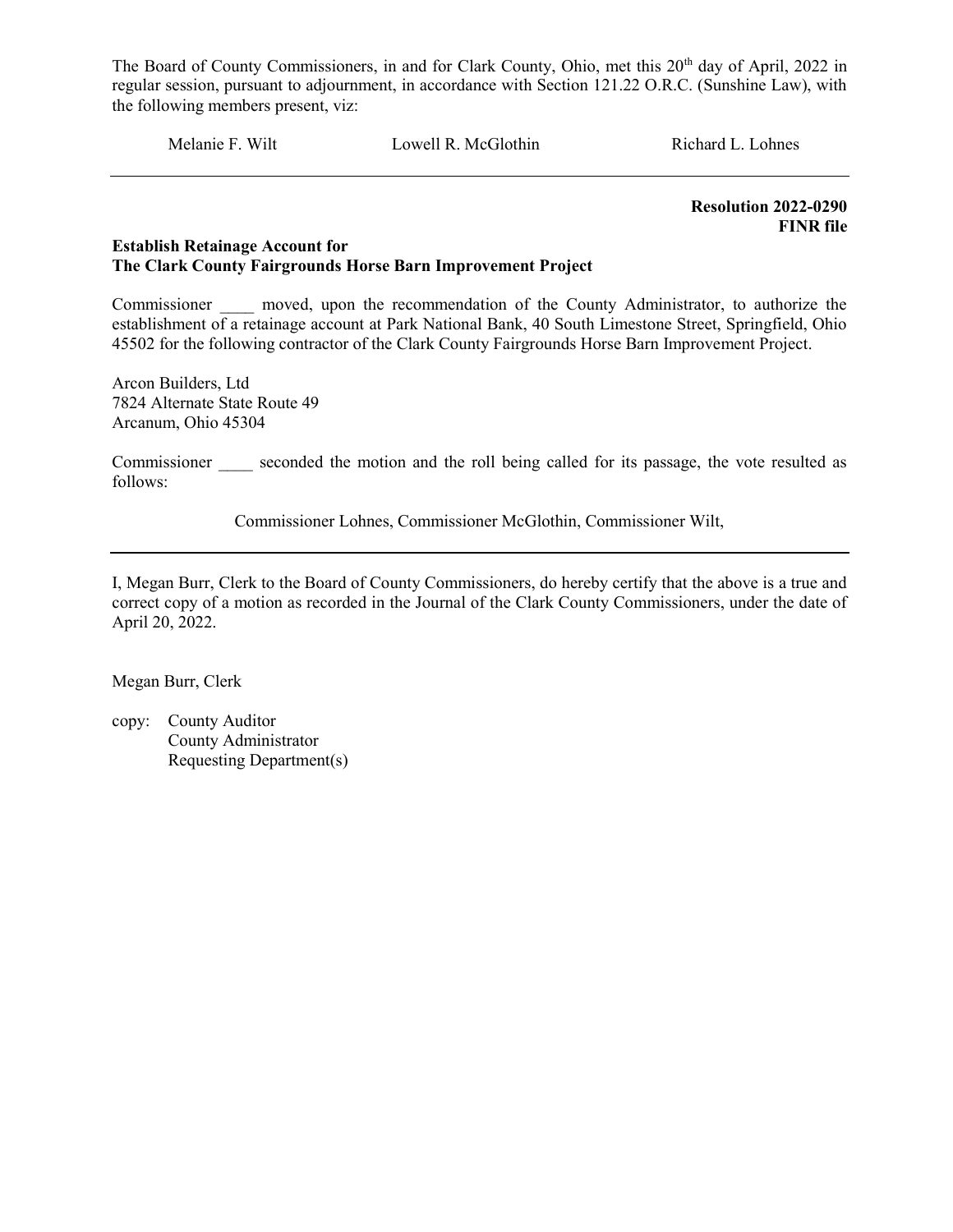The Board of County Commissioners, in and for Clark County, Ohio, met this 20th day of April, 2022 in regular session, pursuant to adjournment, in accordance with Section 121.22 O.R.C. (Sunshine Law), with the following members present, viz:

Melanie F. Wilt        Lowell R. McGlothin        Richard L. Lohnes

---

**Resolution 2022-0290**
**FINR file**

**Establish Retainage Account for**
**The Clark County Fairgrounds Horse Barn Improvement Project**

Commissioner ____ moved, upon the recommendation of the County Administrator, to authorize the establishment of a retainage account at Park National Bank, 40 South Limestone Street, Springfield, Ohio 45502 for the following contractor of the Clark County Fairgrounds Horse Barn Improvement Project.

Arcon Builders, Ltd
7824 Alternate State Route 49
Arcanum, Ohio 45304

Commissioner ____ seconded the motion and the roll being called for its passage, the vote resulted as follows:

Commissioner Lohnes, Commissioner McGlothin, Commissioner Wilt,

---

I, Megan Burr, Clerk to the Board of County Commissioners, do hereby certify that the above is a true and correct copy of a motion as recorded in the Journal of the Clark County Commissioners, under the date of April 20, 2022.

Megan Burr, Clerk

copy: County Auditor
County Administrator
Requesting Department(s)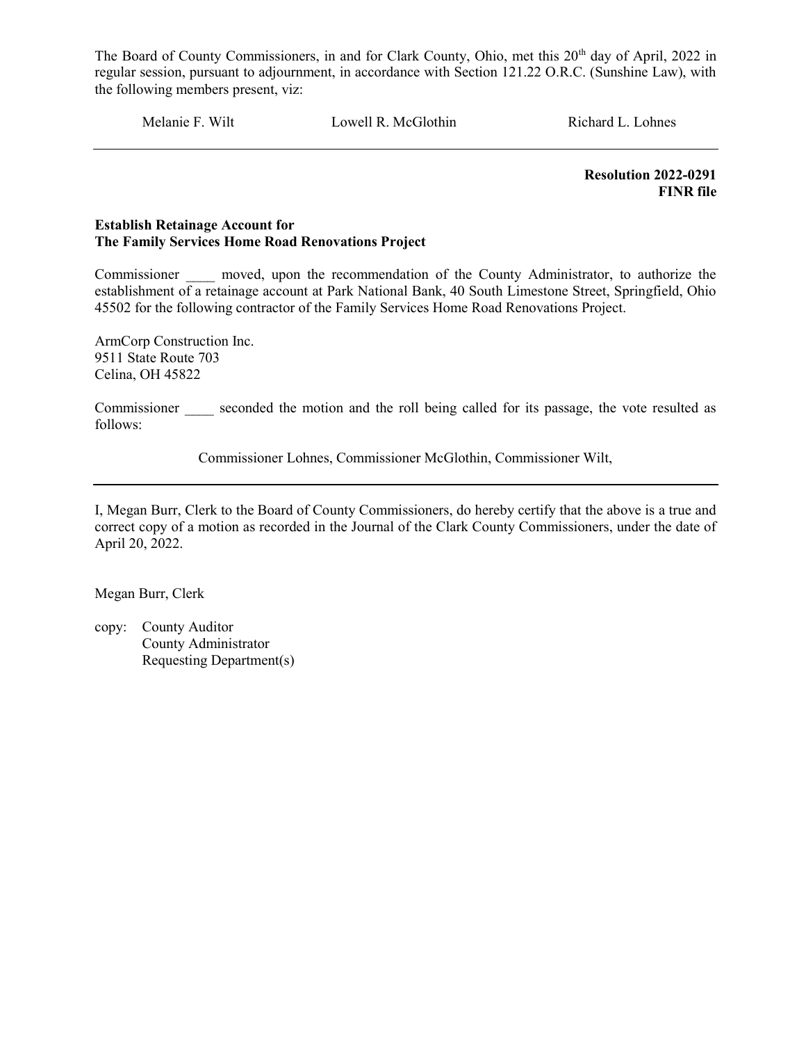The Board of County Commissioners, in and for Clark County, Ohio, met this 20th day of April, 2022 in regular session, pursuant to adjournment, in accordance with Section 121.22 O.R.C. (Sunshine Law), with the following members present, viz:

Melanie F. Wilt Lowell R. McGlothin Richard L. Lohnes

---

**Resolution 2022-0291**
**FINR file**

**Establish Retainage Account for**
**The Family Services Home Road Renovations Project**

Commissioner ____ moved, upon the recommendation of the County Administrator, to authorize the establishment of a retainage account at Park National Bank, 40 South Limestone Street, Springfield, Ohio 45502 for the following contractor of the Family Services Home Road Renovations Project.

ArmCorp Construction Inc.
9511 State Route 703
Celina, OH 45822

Commissioner ____ seconded the motion and the roll being called for its passage, the vote resulted as follows:

Commissioner Lohnes, Commissioner McGlothin, Commissioner Wilt,

---

I, Megan Burr, Clerk to the Board of County Commissioners, do hereby certify that the above is a true and correct copy of a motion as recorded in the Journal of the Clark County Commissioners, under the date of April 20, 2022.

Megan Burr, Clerk

copy: County Auditor
County Administrator
Requesting Department(s)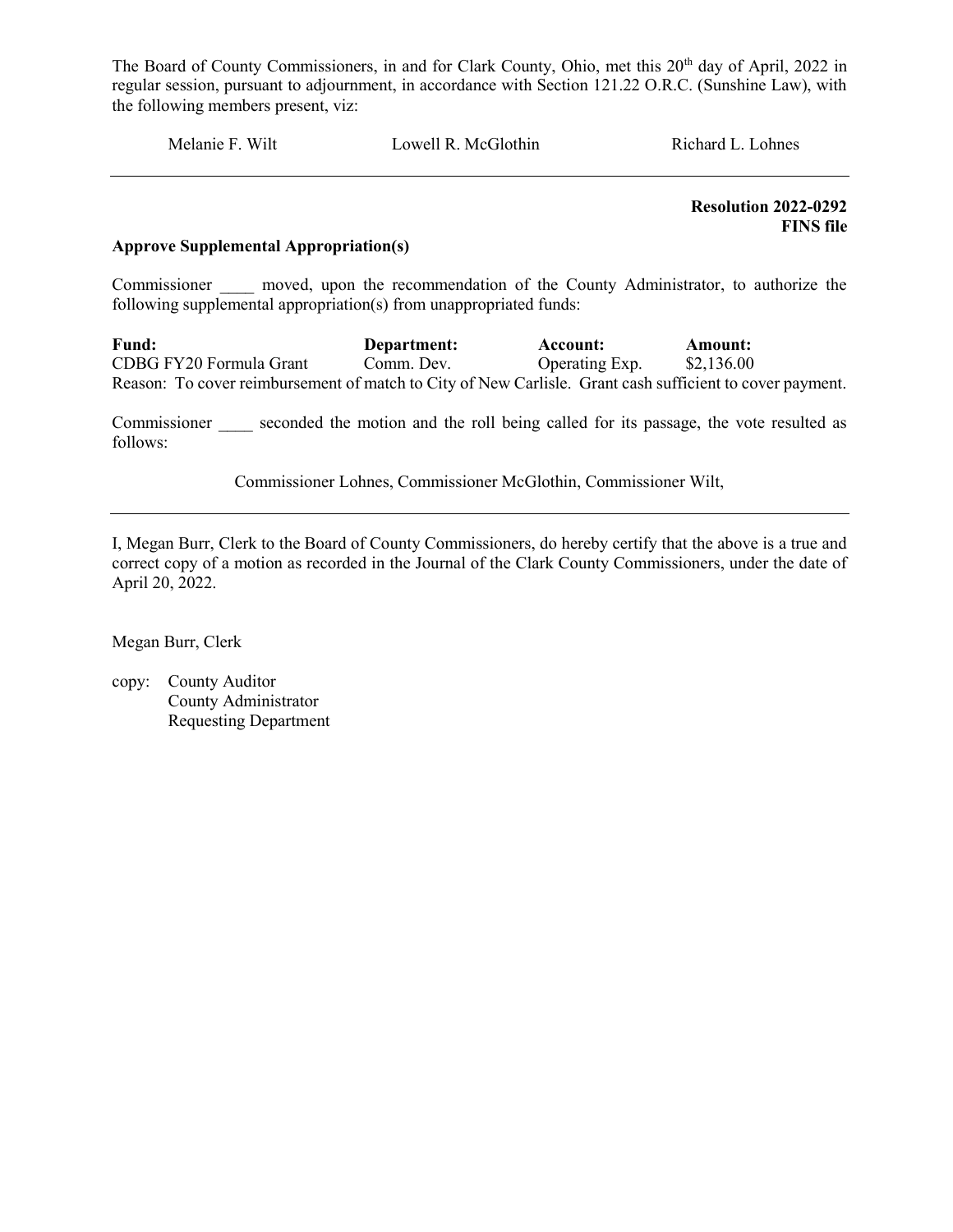The Board of County Commissioners, in and for Clark County, Ohio, met this 20th day of April, 2022 in regular session, pursuant to adjournment, in accordance with Section 121.22 O.R.C. (Sunshine Law), with the following members present, viz:

Melanie F. Wilt　　　　Lowell R. McGlothin　　　　Richard L. Lohnes

---

**Resolution 2022-0292**
**FINS file**

**Approve Supplemental Appropriation(s)**

Commissioner ____ moved, upon the recommendation of the County Administrator, to authorize the following supplemental appropriation(s) from unappropriated funds:

| **Fund:** | **Department:** | **Account:** | **Amount:** |
|---|---|---|---|
| CDBG FY20 Formula Grant | Comm. Dev. | Operating Exp. | $2,136.00 |

Reason: To cover reimbursement of match to City of New Carlisle. Grant cash sufficient to cover payment.

Commissioner ____ seconded the motion and the roll being called for its passage, the vote resulted as follows:

Commissioner Lohnes, Commissioner McGlothin, Commissioner Wilt,

---

I, Megan Burr, Clerk to the Board of County Commissioners, do hereby certify that the above is a true and correct copy of a motion as recorded in the Journal of the Clark County Commissioners, under the date of April 20, 2022.

Megan Burr, Clerk

copy: County Auditor
County Administrator
Requesting Department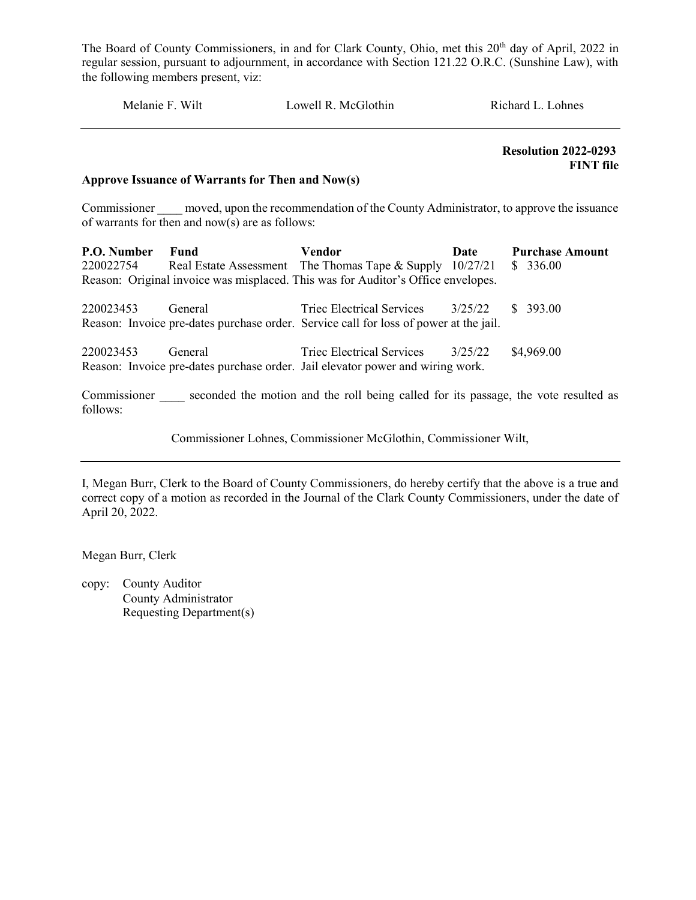The Board of County Commissioners, in and for Clark County, Ohio, met this 20th day of April, 2022 in regular session, pursuant to adjournment, in accordance with Section 121.22 O.R.C. (Sunshine Law), with the following members present, viz:

Melanie F. Wilt　　　　Lowell R. McGlothin　　　　Richard L. Lohnes

---

**Resolution 2022-0293**
**FINT file**

**Approve Issuance of Warrants for Then and Now(s)**

Commissioner ____ moved, upon the recommendation of the County Administrator, to approve the issuance of warrants for then and now(s) are as follows:

| P.O. Number | Fund | Vendor | Date | Purchase Amount |
|---|---|---|---|---|
| 220022754 | Real Estate Assessment | The Thomas Tape & Supply | 10/27/21 | $ 336.00 |

Reason: Original invoice was misplaced. This was for Auditor's Office envelopes.

| P.O. Number | Fund | Vendor | Date | Purchase Amount |
|---|---|---|---|---|
| 220023453 | General | Triec Electrical Services | 3/25/22 | $ 393.00 |

Reason: Invoice pre-dates purchase order. Service call for loss of power at the jail.

| P.O. Number | Fund | Vendor | Date | Purchase Amount |
|---|---|---|---|---|
| 220023453 | General | Triec Electrical Services | 3/25/22 | $4,969.00 |

Reason: Invoice pre-dates purchase order. Jail elevator power and wiring work.

Commissioner ____ seconded the motion and the roll being called for its passage, the vote resulted as follows:

Commissioner Lohnes, Commissioner McGlothin, Commissioner Wilt,

---

I, Megan Burr, Clerk to the Board of County Commissioners, do hereby certify that the above is a true and correct copy of a motion as recorded in the Journal of the Clark County Commissioners, under the date of April 20, 2022.

Megan Burr, Clerk

copy: County Auditor
County Administrator
Requesting Department(s)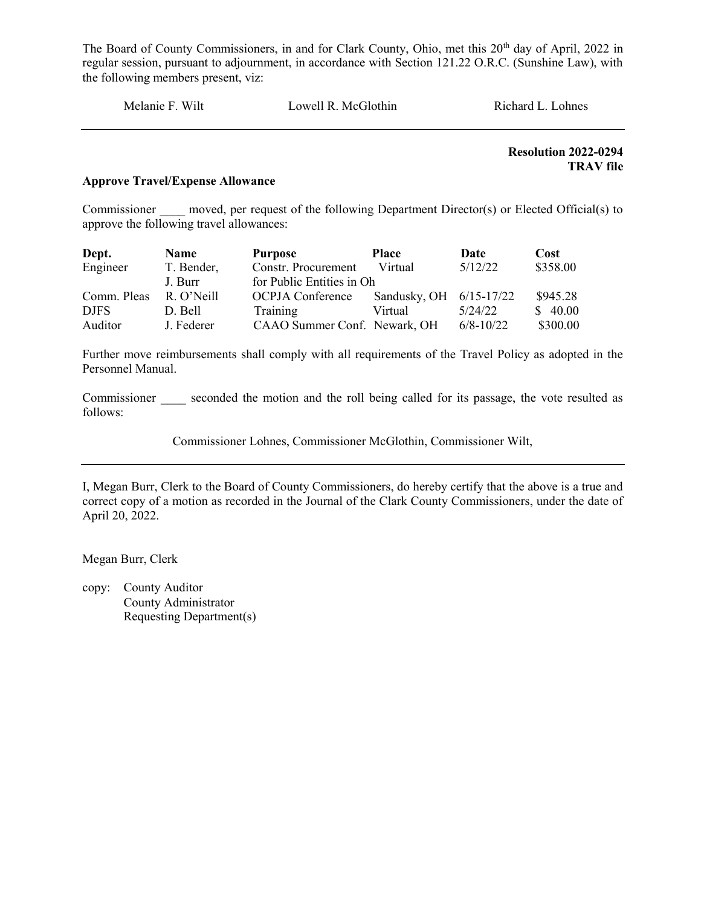The Board of County Commissioners, in and for Clark County, Ohio, met this 20th day of April, 2022 in regular session, pursuant to adjournment, in accordance with Section 121.22 O.R.C. (Sunshine Law), with the following members present, viz:

Melanie F. Wilt Lowell R. McGlothin Richard L. Lohnes

---

**Resolution 2022-0294**
**TRAV file**

**Approve Travel/Expense Allowance**

Commissioner ____ moved, per request of the following Department Director(s) or Elected Official(s) to approve the following travel allowances:

| Dept. | Name | Purpose | Place | Date | Cost |
|---|---|---|---|---|---|
| Engineer | T. Bender, J. Burr | Constr. Procurement for Public Entities in Oh | Virtual | 5/12/22 | $358.00 |
| Comm. Pleas | R. O'Neill | OCPJA Conference | Sandusky, OH | 6/15-17/22 | $945.28 |
| DJFS | D. Bell | Training | Virtual | 5/24/22 | $ 40.00 |
| Auditor | J. Federer | CAAO Summer Conf. | Newark, OH | 6/8-10/22 | $300.00 |

Further move reimbursements shall comply with all requirements of the Travel Policy as adopted in the Personnel Manual.

Commissioner ____ seconded the motion and the roll being called for its passage, the vote resulted as follows:

Commissioner Lohnes, Commissioner McGlothin, Commissioner Wilt,

---

I, Megan Burr, Clerk to the Board of County Commissioners, do hereby certify that the above is a true and correct copy of a motion as recorded in the Journal of the Clark County Commissioners, under the date of April 20, 2022.

Megan Burr, Clerk

copy: County Auditor
County Administrator
Requesting Department(s)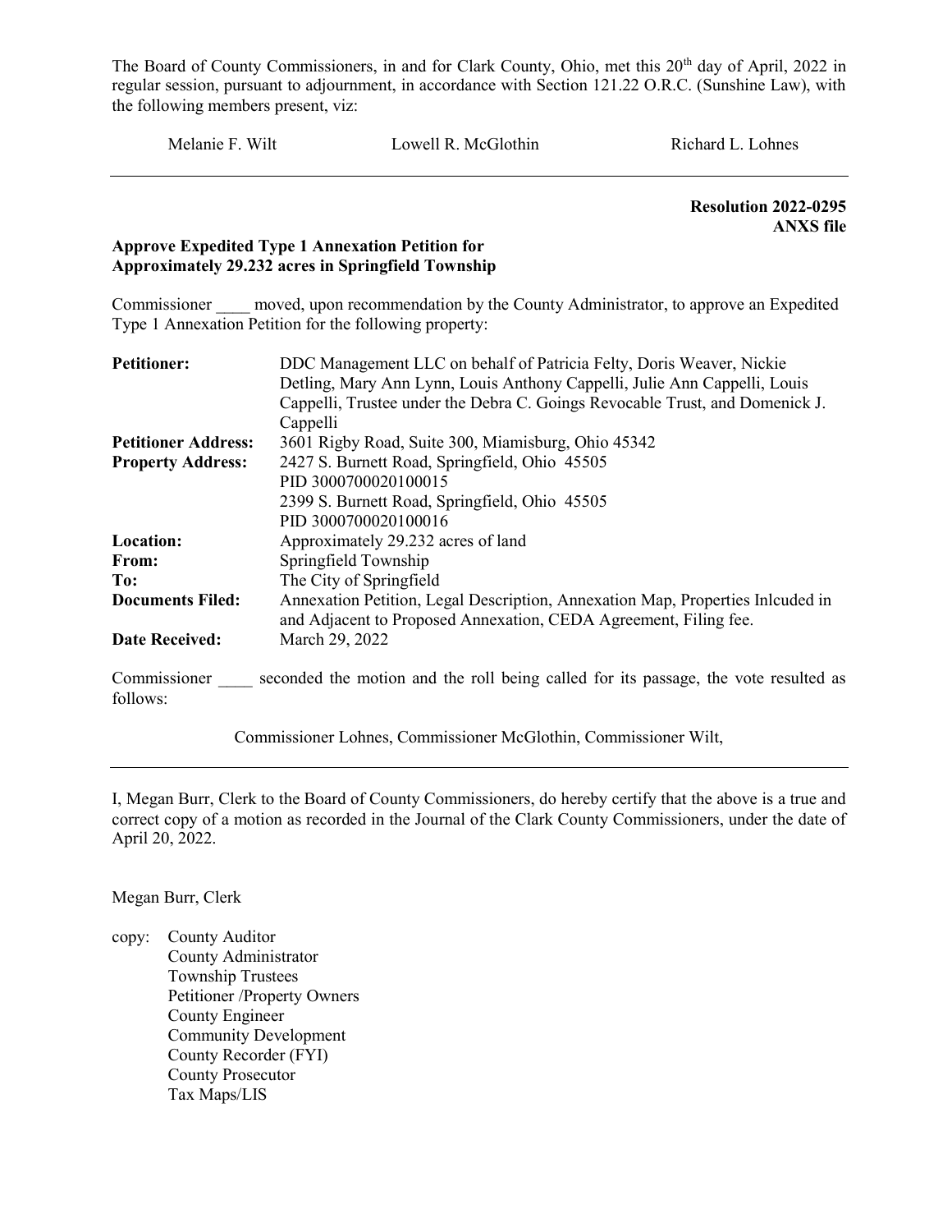The Board of County Commissioners, in and for Clark County, Ohio, met this 20th day of April, 2022 in regular session, pursuant to adjournment, in accordance with Section 121.22 O.R.C. (Sunshine Law), with the following members present, viz:

Melanie F. Wilt Lowell R. McGlothin Richard L. Lohnes

---

**Resolution 2022-0295**
**ANXS file**

**Approve Expedited Type 1 Annexation Petition for Approximately 29.232 acres in Springfield Township**

Commissioner ____ moved, upon recommendation by the County Administrator, to approve an Expedited Type 1 Annexation Petition for the following property:

| | |
|---|---|
| **Petitioner:** | DDC Management LLC on behalf of Patricia Felty, Doris Weaver, Nickie Detling, Mary Ann Lynn, Louis Anthony Cappelli, Julie Ann Cappelli, Louis Cappelli, Trustee under the Debra C. Goings Revocable Trust, and Domenick J. Cappelli |
| **Petitioner Address:** | 3601 Rigby Road, Suite 300, Miamisburg, Ohio 45342 |
| **Property Address:** | 2427 S. Burnett Road, Springfield, Ohio 45505<br>PID 3000700020100015<br>2399 S. Burnett Road, Springfield, Ohio 45505<br>PID 3000700020100016 |
| **Location:** | Approximately 29.232 acres of land |
| **From:** | Springfield Township |
| **To:** | The City of Springfield |
| **Documents Filed:** | Annexation Petition, Legal Description, Annexation Map, Properties Inlcuded in and Adjacent to Proposed Annexation, CEDA Agreement, Filing fee. |
| **Date Received:** | March 29, 2022 |

Commissioner ____ seconded the motion and the roll being called for its passage, the vote resulted as follows:

Commissioner Lohnes, Commissioner McGlothin, Commissioner Wilt,

---

I, Megan Burr, Clerk to the Board of County Commissioners, do hereby certify that the above is a true and correct copy of a motion as recorded in the Journal of the Clark County Commissioners, under the date of April 20, 2022.

Megan Burr, Clerk

copy: County Auditor
County Administrator
Township Trustees
Petitioner /Property Owners
County Engineer
Community Development
County Recorder (FYI)
County Prosecutor
Tax Maps/LIS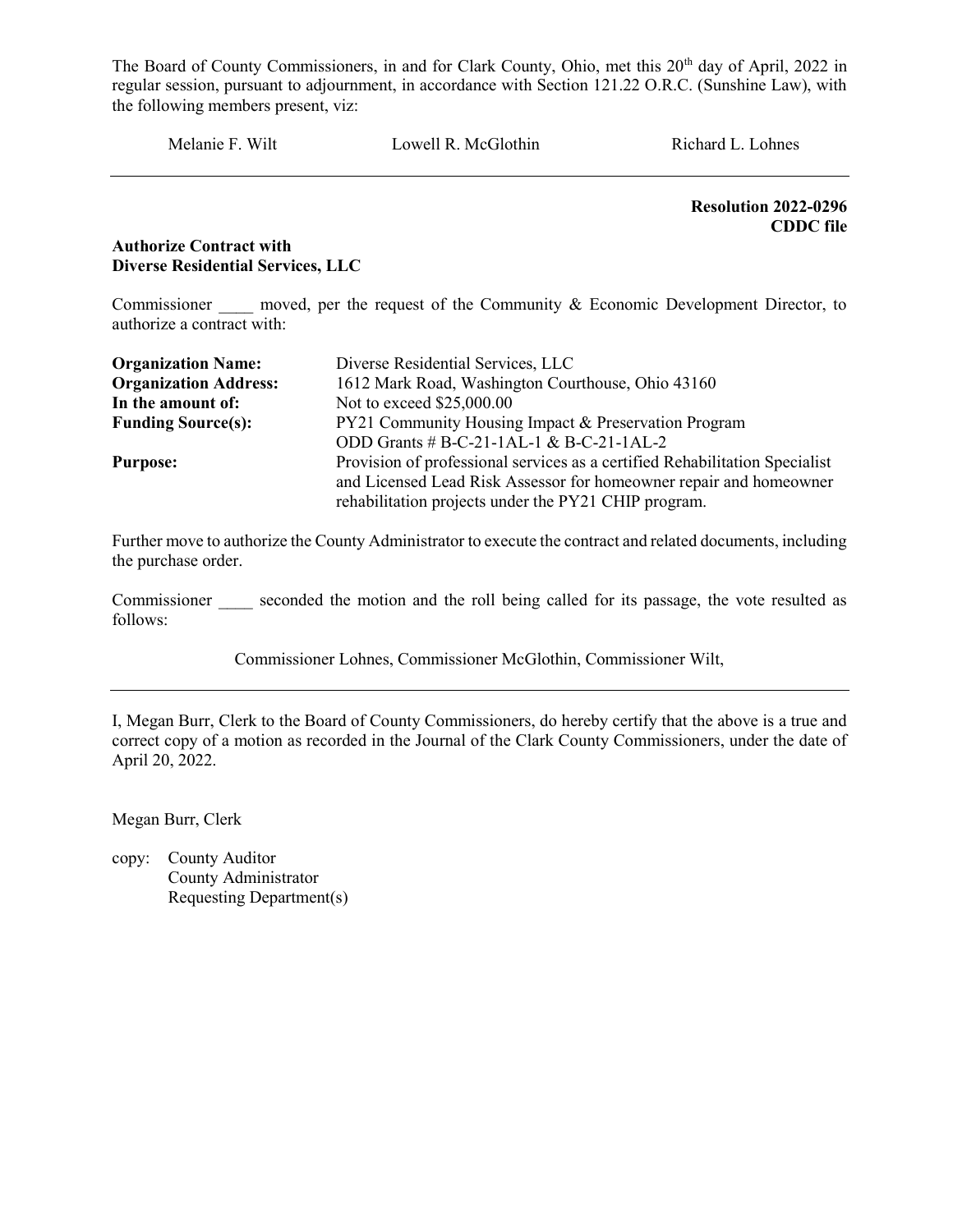The Board of County Commissioners, in and for Clark County, Ohio, met this 20th day of April, 2022 in regular session, pursuant to adjournment, in accordance with Section 121.22 O.R.C. (Sunshine Law), with the following members present, viz:

| | | |
|---|---|---|
| Melanie F. Wilt | Lowell R. McGlothin | Richard L. Lohnes |

---

**Resolution 2022-0296**
**CDDC file**

**Authorize Contract with**
**Diverse Residential Services, LLC**

Commissioner ____ moved, per the request of the Community & Economic Development Director, to authorize a contract with:

| | |
|---|---|
| **Organization Name:** | Diverse Residential Services, LLC |
| **Organization Address:** | 1612 Mark Road, Washington Courthouse, Ohio 43160 |
| **In the amount of:** | Not to exceed $25,000.00 |
| **Funding Source(s):** | PY21 Community Housing Impact & Preservation Program<br>ODD Grants # B-C-21-1AL-1 & B-C-21-1AL-2 |
| **Purpose:** | Provision of professional services as a certified Rehabilitation Specialist and Licensed Lead Risk Assessor for homeowner repair and homeowner rehabilitation projects under the PY21 CHIP program. |

Further move to authorize the County Administrator to execute the contract and related documents, including the purchase order.

Commissioner ____ seconded the motion and the roll being called for its passage, the vote resulted as follows:

Commissioner Lohnes, Commissioner McGlothin, Commissioner Wilt,

---

I, Megan Burr, Clerk to the Board of County Commissioners, do hereby certify that the above is a true and correct copy of a motion as recorded in the Journal of the Clark County Commissioners, under the date of April 20, 2022.

Megan Burr, Clerk

copy: County Auditor
County Administrator
Requesting Department(s)